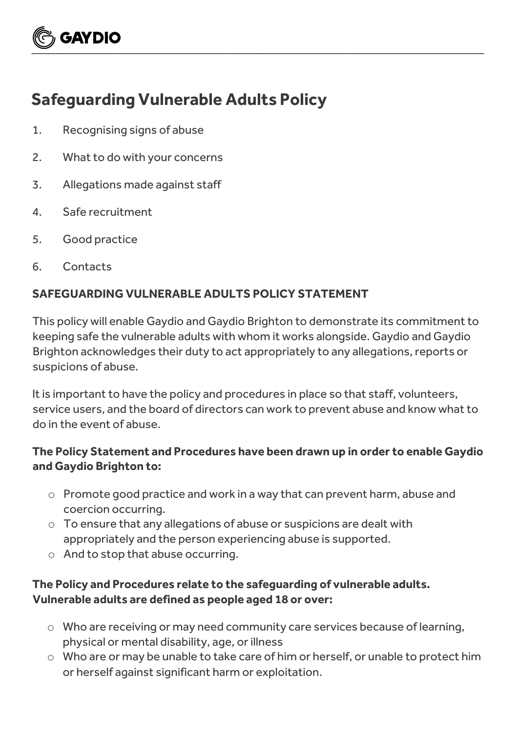# Safeguarding Vulnerable Adults Policy

1. Recognising signs of abuse
2. What to do with your concerns
3. Allegations made against staff
4. Safe recruitment
5. Good practice
6. Contacts

**SAFEGUARDING VULNERABLE ADULTS POLICY STATEMENT**

This policy will enable Gaydio and Gaydio Brighton to demonstrate its commitment to keeping safe the vulnerable adults with whom it works alongside. Gaydio and Gaydio Brighton acknowledges their duty to act appropriately to any allegations, reports or suspicions of abuse.

It is important to have the policy and procedures in place so that staff, volunteers, service users, and the board of directors can work to prevent abuse and know what to do in the event of abuse.

**The Policy Statement and Procedures have been drawn up in order to enable Gaydio and Gaydio Brighton to:**

- Promote good practice and work in a way that can prevent harm, abuse and coercion occurring.
- To ensure that any allegations of abuse or suspicions are dealt with appropriately and the person experiencing abuse is supported.
- And to stop that abuse occurring.

**The Policy and Procedures relate to the safeguarding of vulnerable adults. Vulnerable adults are defined as people aged 18 or over:**

- Who are receiving or may need community care services because of learning, physical or mental disability, age, or illness
- Who are or may be unable to take care of him or herself, or unable to protect him or herself against significant harm or exploitation.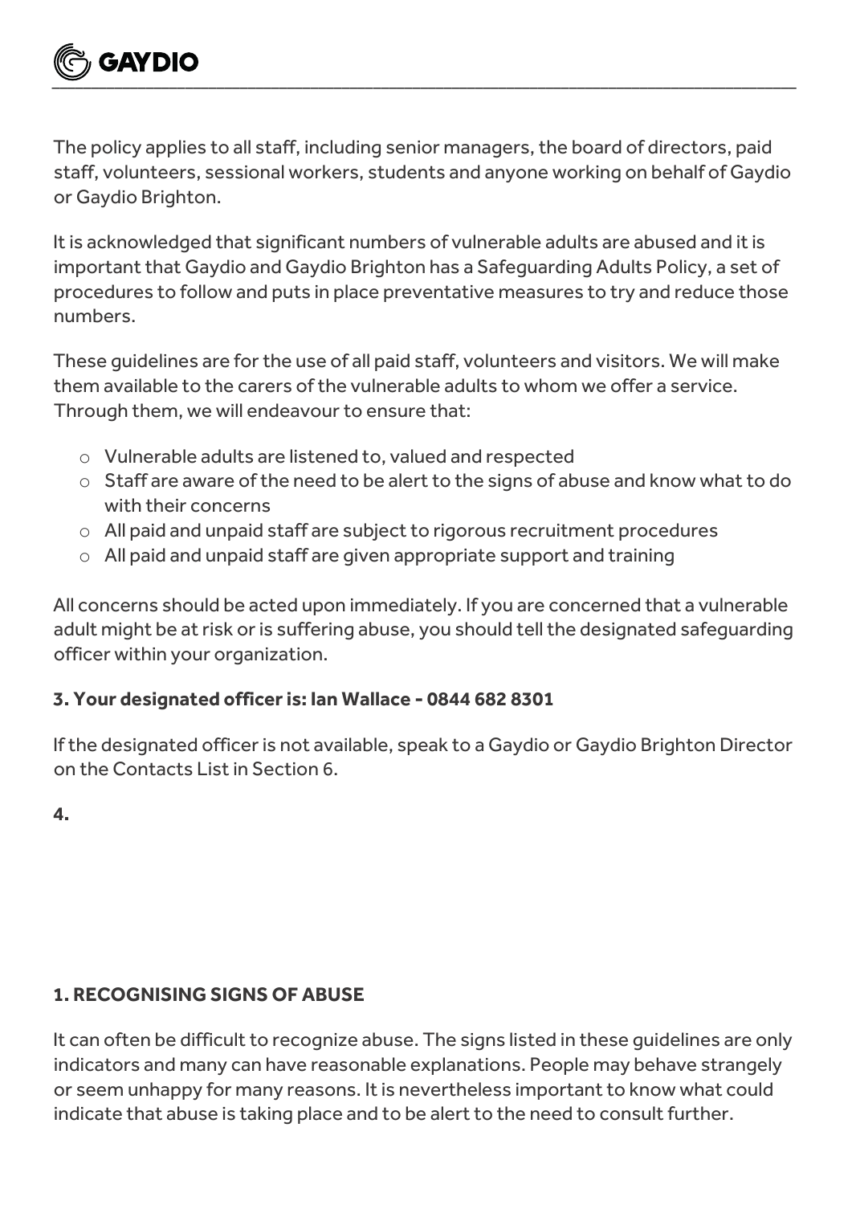The policy applies to all staff, including senior managers, the board of directors, paid staff, volunteers, sessional workers, students and anyone working on behalf of Gaydio or Gaydio Brighton.

It is acknowledged that significant numbers of vulnerable adults are abused and it is important that Gaydio and Gaydio Brighton has a Safeguarding Adults Policy, a set of procedures to follow and puts in place preventative measures to try and reduce those numbers.

These guidelines are for the use of all paid staff, volunteers and visitors. We will make them available to the carers of the vulnerable adults to whom we offer a service. Through them, we will endeavour to ensure that:

- Vulnerable adults are listened to, valued and respected
- Staff are aware of the need to be alert to the signs of abuse and know what to do with their concerns
- All paid and unpaid staff are subject to rigorous recruitment procedures
- All paid and unpaid staff are given appropriate support and training

All concerns should be acted upon immediately. If you are concerned that a vulnerable adult might be at risk or is suffering abuse, you should tell the designated safeguarding officer within your organization.

**3. Your designated officer is: Ian Wallace - 0844 682 8301**

If the designated officer is not available, speak to a Gaydio or Gaydio Brighton Director on the Contacts List in Section 6.

**4.**

**1. RECOGNISING SIGNS OF ABUSE**

It can often be difficult to recognize abuse. The signs listed in these guidelines are only indicators and many can have reasonable explanations. People may behave strangely or seem unhappy for many reasons. It is nevertheless important to know what could indicate that abuse is taking place and to be alert to the need to consult further.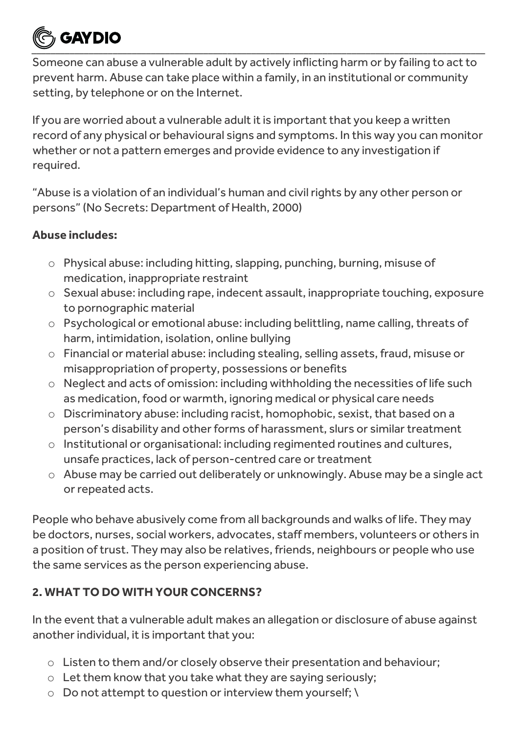Someone can abuse a vulnerable adult by actively inflicting harm or by failing to act to prevent harm. Abuse can take place within a family, in an institutional or community setting, by telephone or on the Internet.

If you are worried about a vulnerable adult it is important that you keep a written record of any physical or behavioural signs and symptoms. In this way you can monitor whether or not a pattern emerges and provide evidence to any investigation if required.

"Abuse is a violation of an individual's human and civil rights by any other person or persons" (No Secrets: Department of Health, 2000)

**Abuse includes:**

- Physical abuse: including hitting, slapping, punching, burning, misuse of medication, inappropriate restraint
- Sexual abuse: including rape, indecent assault, inappropriate touching, exposure to pornographic material
- Psychological or emotional abuse: including belittling, name calling, threats of harm, intimidation, isolation, online bullying
- Financial or material abuse: including stealing, selling assets, fraud, misuse or misappropriation of property, possessions or benefits
- Neglect and acts of omission: including withholding the necessities of life such as medication, food or warmth, ignoring medical or physical care needs
- Discriminatory abuse: including racist, homophobic, sexist, that based on a person's disability and other forms of harassment, slurs or similar treatment
- Institutional or organisational: including regimented routines and cultures, unsafe practices, lack of person-centred care or treatment
- Abuse may be carried out deliberately or unknowingly. Abuse may be a single act or repeated acts.

People who behave abusively come from all backgrounds and walks of life. They may be doctors, nurses, social workers, advocates, staff members, volunteers or others in a position of trust. They may also be relatives, friends, neighbours or people who use the same services as the person experiencing abuse.

**2. WHAT TO DO WITH YOUR CONCERNS?**

In the event that a vulnerable adult makes an allegation or disclosure of abuse against another individual, it is important that you:

- Listen to them and/or closely observe their presentation and behaviour;
- Let them know that you take what they are saying seriously;
- Do not attempt to question or interview them yourself; \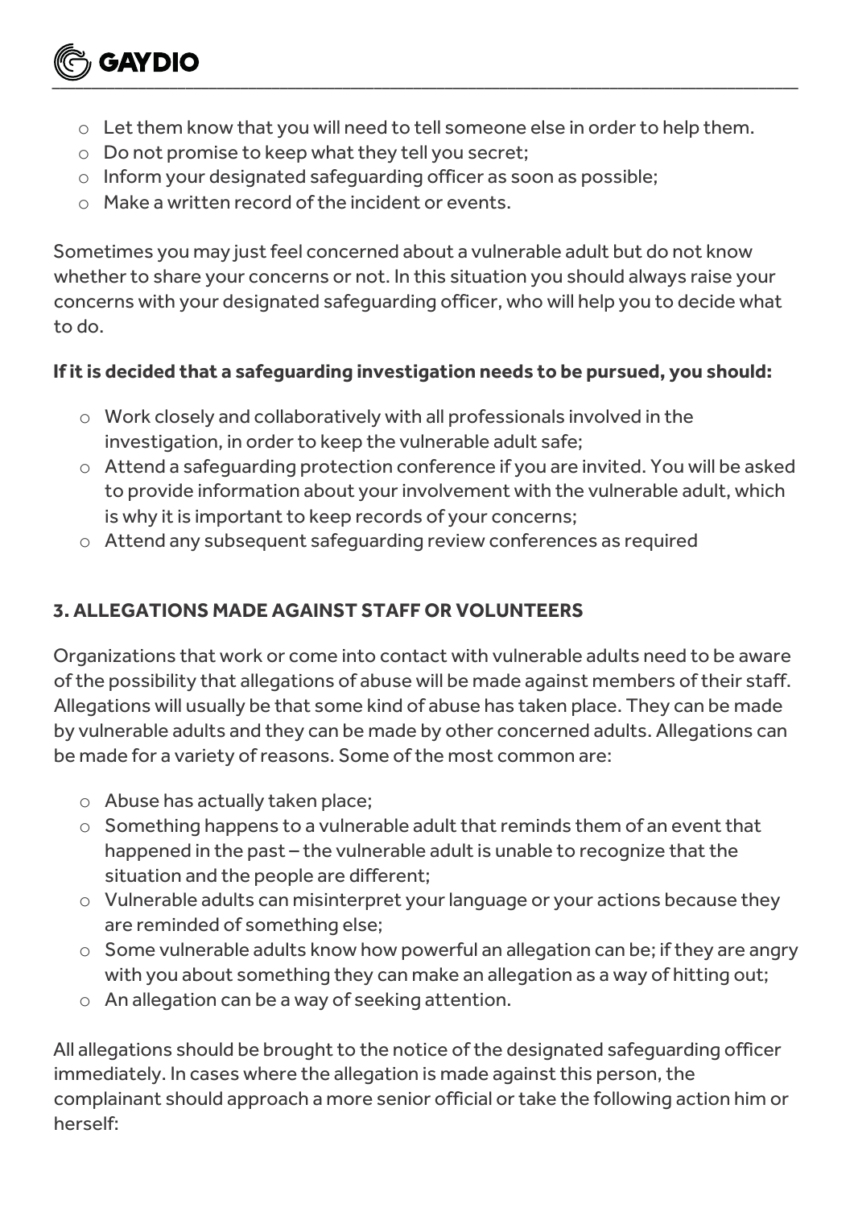- Let them know that you will need to tell someone else in order to help them.
- Do not promise to keep what they tell you secret;
- Inform your designated safeguarding officer as soon as possible;
- Make a written record of the incident or events.

Sometimes you may just feel concerned about a vulnerable adult but do not know whether to share your concerns or not. In this situation you should always raise your concerns with your designated safeguarding officer, who will help you to decide what to do.

**If it is decided that a safeguarding investigation needs to be pursued, you should:**

- Work closely and collaboratively with all professionals involved in the investigation, in order to keep the vulnerable adult safe;
- Attend a safeguarding protection conference if you are invited. You will be asked to provide information about your involvement with the vulnerable adult, which is why it is important to keep records of your concerns;
- Attend any subsequent safeguarding review conferences as required

## 3. ALLEGATIONS MADE AGAINST STAFF OR VOLUNTEERS

Organizations that work or come into contact with vulnerable adults need to be aware of the possibility that allegations of abuse will be made against members of their staff. Allegations will usually be that some kind of abuse has taken place. They can be made by vulnerable adults and they can be made by other concerned adults. Allegations can be made for a variety of reasons. Some of the most common are:

- Abuse has actually taken place;
- Something happens to a vulnerable adult that reminds them of an event that happened in the past – the vulnerable adult is unable to recognize that the situation and the people are different;
- Vulnerable adults can misinterpret your language or your actions because they are reminded of something else;
- Some vulnerable adults know how powerful an allegation can be; if they are angry with you about something they can make an allegation as a way of hitting out;
- An allegation can be a way of seeking attention.

All allegations should be brought to the notice of the designated safeguarding officer immediately. In cases where the allegation is made against this person, the complainant should approach a more senior official or take the following action him or herself: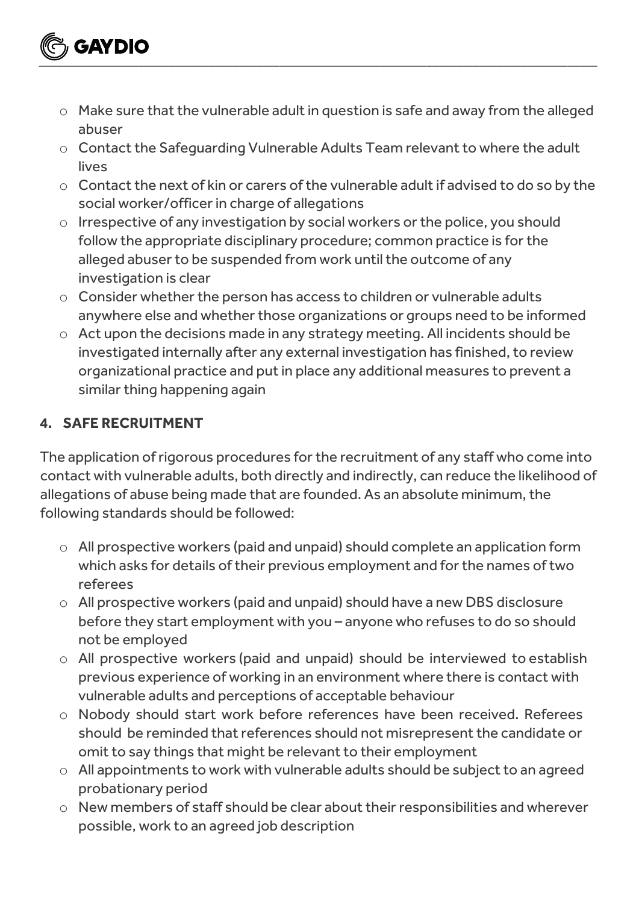- Make sure that the vulnerable adult in question is safe and away from the alleged abuser
- Contact the Safeguarding Vulnerable Adults Team relevant to where the adult lives
- Contact the next of kin or carers of the vulnerable adult if advised to do so by the social worker/officer in charge of allegations
- Irrespective of any investigation by social workers or the police, you should follow the appropriate disciplinary procedure; common practice is for the alleged abuser to be suspended from work until the outcome of any investigation is clear
- Consider whether the person has access to children or vulnerable adults anywhere else and whether those organizations or groups need to be informed
- Act upon the decisions made in any strategy meeting. All incidents should be investigated internally after any external investigation has finished, to review organizational practice and put in place any additional measures to prevent a similar thing happening again

## 4. SAFE RECRUITMENT

The application of rigorous procedures for the recruitment of any staff who come into contact with vulnerable adults, both directly and indirectly, can reduce the likelihood of allegations of abuse being made that are founded. As an absolute minimum, the following standards should be followed:

- All prospective workers (paid and unpaid) should complete an application form which asks for details of their previous employment and for the names of two referees
- All prospective workers (paid and unpaid) should have a new DBS disclosure before they start employment with you – anyone who refuses to do so should not be employed
- All prospective workers (paid and unpaid) should be interviewed to establish previous experience of working in an environment where there is contact with vulnerable adults and perceptions of acceptable behaviour
- Nobody should start work before references have been received. Referees should be reminded that references should not misrepresent the candidate or omit to say things that might be relevant to their employment
- All appointments to work with vulnerable adults should be subject to an agreed probationary period
- New members of staff should be clear about their responsibilities and wherever possible, work to an agreed job description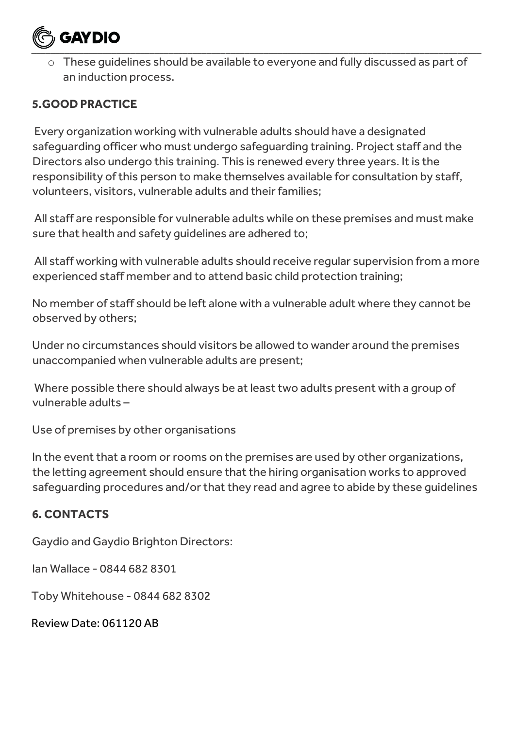- These guidelines should be available to everyone and fully discussed as part of an induction process.

## 5.GOOD PRACTICE

Every organization working with vulnerable adults should have a designated safeguarding officer who must undergo safeguarding training. Project staff and the Directors also undergo this training. This is renewed every three years. It is the responsibility of this person to make themselves available for consultation by staff, volunteers, visitors, vulnerable adults and their families;

All staff are responsible for vulnerable adults while on these premises and must make sure that health and safety guidelines are adhered to;

All staff working with vulnerable adults should receive regular supervision from a more experienced staff member and to attend basic child protection training;

No member of staff should be left alone with a vulnerable adult where they cannot be observed by others;

Under no circumstances should visitors be allowed to wander around the premises unaccompanied when vulnerable adults are present;

Where possible there should always be at least two adults present with a group of vulnerable adults –

Use of premises by other organisations

In the event that a room or rooms on the premises are used by other organizations, the letting agreement should ensure that the hiring organisation works to approved safeguarding procedures and/or that they read and agree to abide by these guidelines

## 6. CONTACTS

Gaydio and Gaydio Brighton Directors:

Ian Wallace - 0844 682 8301

Toby Whitehouse - 0844 682 8302

Review Date: 061120 AB